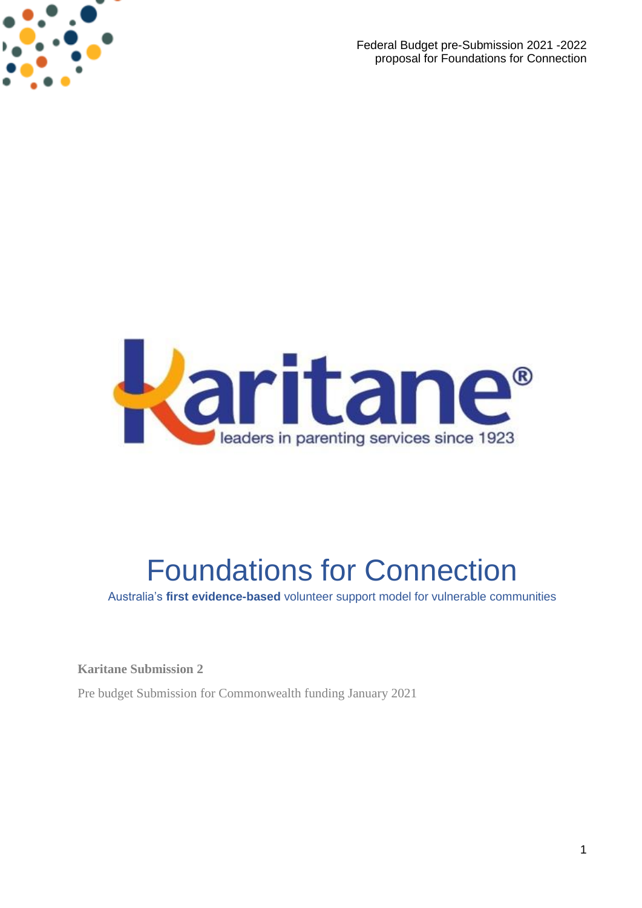Federal Budget pre-Submission 2021 -2022
proposal for Foundations for Connection

Karitane®
leaders in parenting services since 1923

# Foundations for Connection

Australia's **first evidence-based** volunteer support model for vulnerable communities

**Karitane Submission 2**

Pre budget Submission for Commonwealth funding January 2021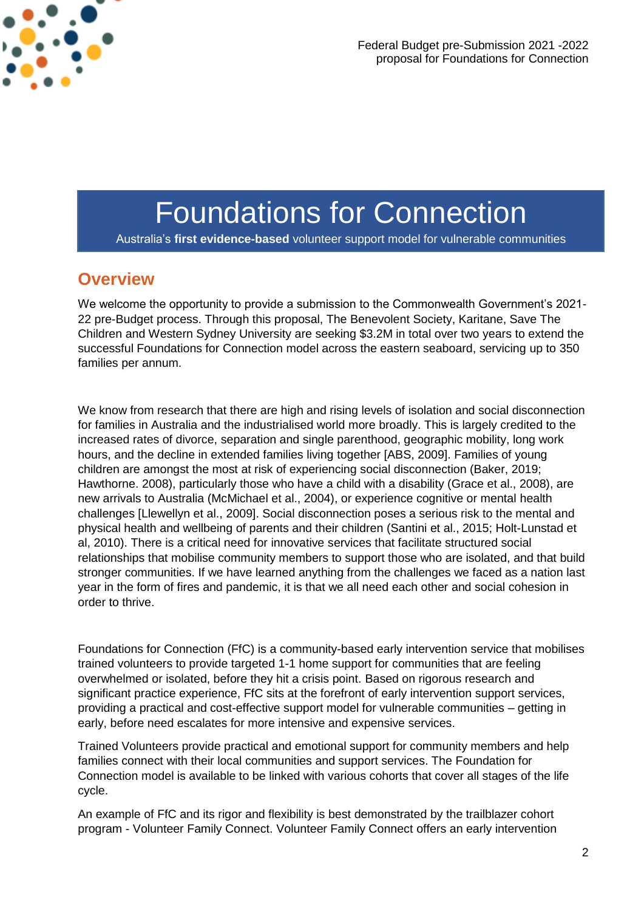# Foundations for Connection

Australia's **first evidence-based** volunteer support model for vulnerable communities

## Overview

We welcome the opportunity to provide a submission to the Commonwealth Government's 2021-22 pre-Budget process. Through this proposal, The Benevolent Society, Karitane, Save The Children and Western Sydney University are seeking $3.2M in total over two years to extend the successful Foundations for Connection model across the eastern seaboard, servicing up to 350 families per annum.

We know from research that there are high and rising levels of isolation and social disconnection for families in Australia and the industrialised world more broadly. This is largely credited to the increased rates of divorce, separation and single parenthood, geographic mobility, long work hours, and the decline in extended families living together [ABS, 2009]. Families of young children are amongst the most at risk of experiencing social disconnection (Baker, 2019; Hawthorne. 2008), particularly those who have a child with a disability (Grace et al., 2008), are new arrivals to Australia (McMichael et al., 2004), or experience cognitive or mental health challenges [Llewellyn et al., 2009]. Social disconnection poses a serious risk to the mental and physical health and wellbeing of parents and their children (Santini et al., 2015; Holt-Lunstad et al, 2010). There is a critical need for innovative services that facilitate structured social relationships that mobilise community members to support those who are isolated, and that build stronger communities. If we have learned anything from the challenges we faced as a nation last year in the form of fires and pandemic, it is that we all need each other and social cohesion in order to thrive.

Foundations for Connection (FfC) is a community-based early intervention service that mobilises trained volunteers to provide targeted 1-1 home support for communities that are feeling overwhelmed or isolated, before they hit a crisis point. Based on rigorous research and significant practice experience, FfC sits at the forefront of early intervention support services, providing a practical and cost-effective support model for vulnerable communities – getting in early, before need escalates for more intensive and expensive services.

Trained Volunteers provide practical and emotional support for community members and help families connect with their local communities and support services. The Foundation for Connection model is available to be linked with various cohorts that cover all stages of the life cycle.

An example of FfC and its rigor and flexibility is best demonstrated by the trailblazer cohort program - Volunteer Family Connect. Volunteer Family Connect offers an early intervention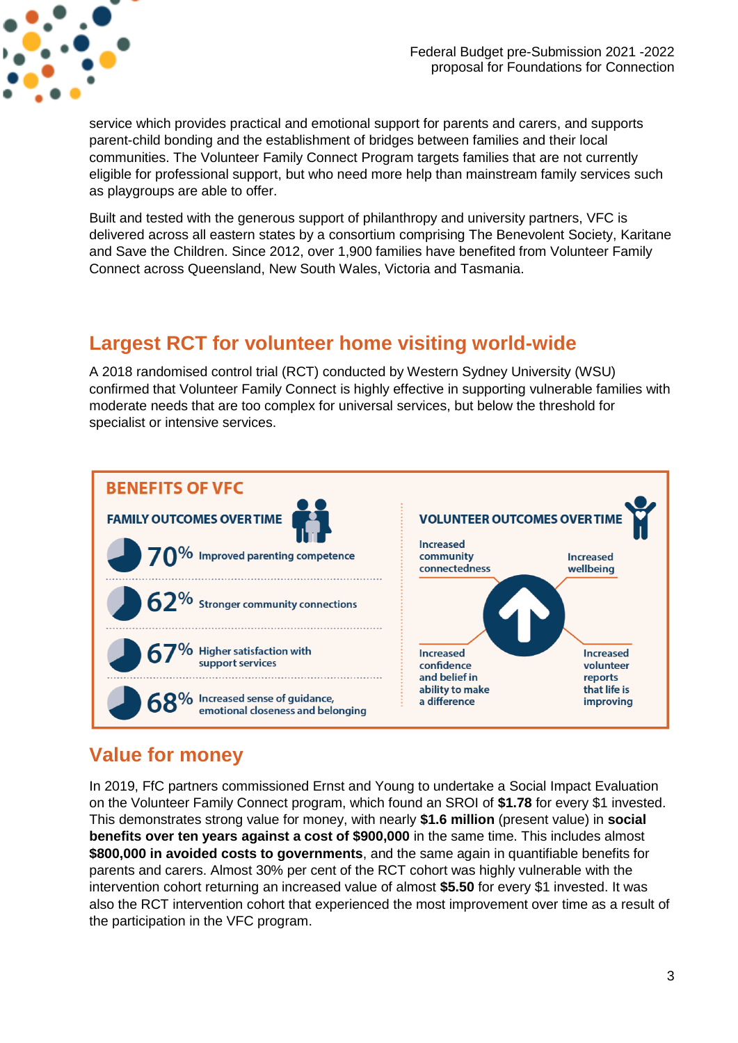service which provides practical and emotional support for parents and carers, and supports parent-child bonding and the establishment of bridges between families and their local communities. The Volunteer Family Connect Program targets families that are not currently eligible for professional support, but who need more help than mainstream family services such as playgroups are able to offer.

Built and tested with the generous support of philanthropy and university partners, VFC is delivered across all eastern states by a consortium comprising The Benevolent Society, Karitane and Save the Children. Since 2012, over 1,900 families have benefited from Volunteer Family Connect across Queensland, New South Wales, Victoria and Tasmania.

## Largest RCT for volunteer home visiting world-wide

A 2018 randomised control trial (RCT) conducted by Western Sydney University (WSU) confirmed that Volunteer Family Connect is highly effective in supporting vulnerable families with moderate needs that are too complex for universal services, but below the threshold for specialist or intensive services.

### BENEFITS OF VFC

**FAMILY OUTCOMES OVER TIME**

- **70%** Improved parenting competence
- **62%** Stronger community connections
- **67%** Higher satisfaction with support services
- **68%** Increased sense of guidance, emotional closeness and belonging

**VOLUNTEER OUTCOMES OVER TIME**

- Increased community connectedness
- Increased wellbeing
- Increased confidence and belief in ability to make a difference
- Increased volunteer reports that life is improving

## Value for money

In 2019, FfC partners commissioned Ernst and Young to undertake a Social Impact Evaluation on the Volunteer Family Connect program, which found an SROI of **$1.78** for every $1 invested. This demonstrates strong value for money, with nearly **$1.6 million** (present value) in **social benefits over ten years against a cost of $900,000** in the same time. This includes almost **$800,000 in avoided costs to governments**, and the same again in quantifiable benefits for parents and carers. Almost 30% per cent of the RCT cohort was highly vulnerable with the intervention cohort returning an increased value of almost **$5.50** for every $1 invested. It was also the RCT intervention cohort that experienced the most improvement over time as a result of the participation in the VFC program.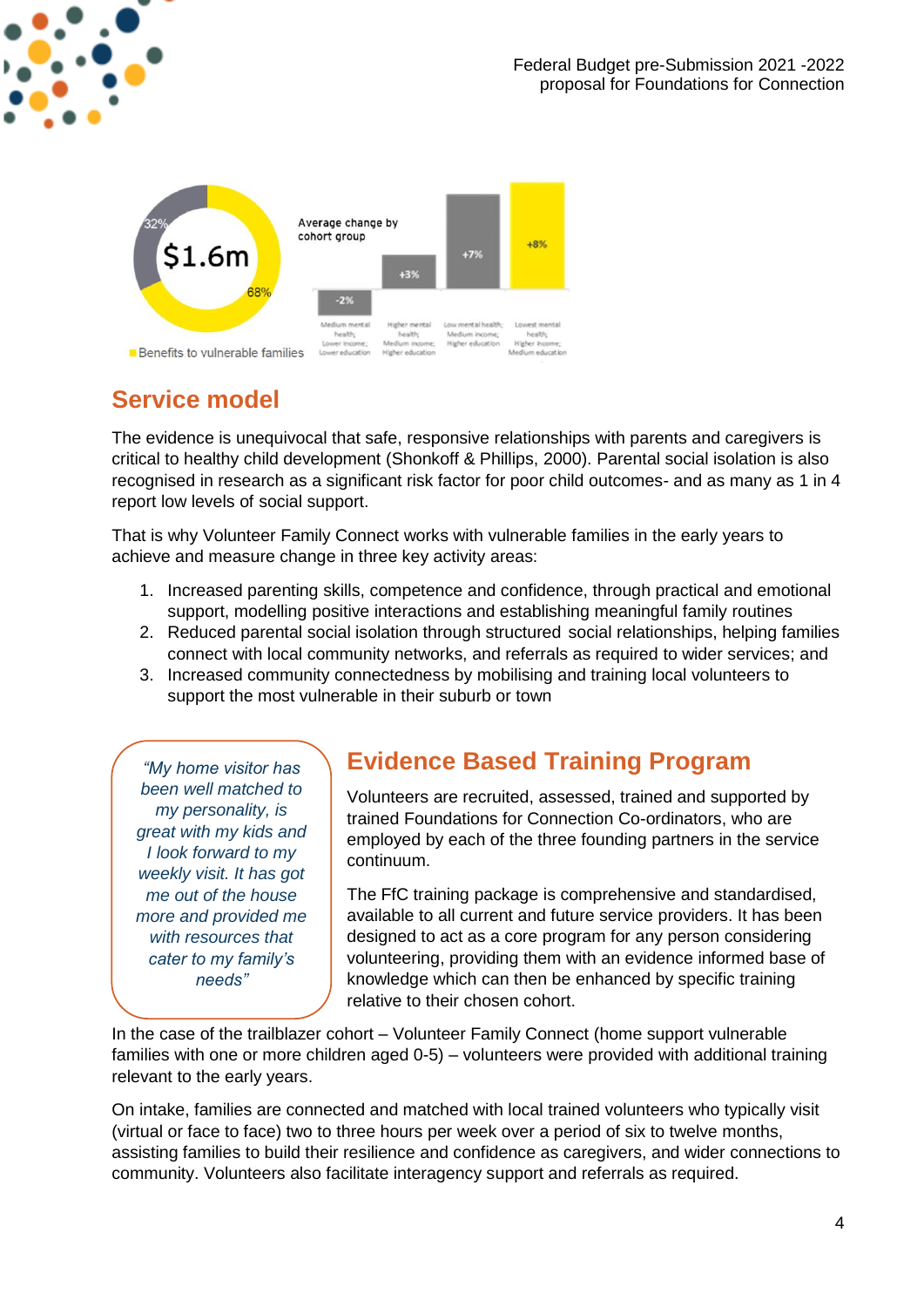32%

$1.6m

68%

Benefits to vulnerable families

Average change by cohort group

| Cohort group | Average change |
| --- | --- |
| Medium mental health; Lower income; Lower education | -2% |
| Higher mental health; Medium income; Higher education | +3% |
| Low mental health; Medium income; Higher education | +7% |
| Lowest mental health; Higher income; Medium education | +8% |

## Service model

The evidence is unequivocal that safe, responsive relationships with parents and caregivers is critical to healthy child development (Shonkoff & Phillips, 2000). Parental social isolation is also recognised in research as a significant risk factor for poor child outcomes- and as many as 1 in 4 report low levels of social support.

That is why Volunteer Family Connect works with vulnerable families in the early years to achieve and measure change in three key activity areas:

1. Increased parenting skills, competence and confidence, through practical and emotional support, modelling positive interactions and establishing meaningful family routines
2. Reduced parental social isolation through structured social relationships, helping families connect with local community networks, and referrals as required to wider services; and
3. Increased community connectedness by mobilising and training local volunteers to support the most vulnerable in their suburb or town

*"My home visitor has been well matched to my personality, is great with my kids and I look forward to my weekly visit. It has got me out of the house more and provided me with resources that cater to my family's needs"*

## Evidence Based Training Program

Volunteers are recruited, assessed, trained and supported by trained Foundations for Connection Co-ordinators, who are employed by each of the three founding partners in the service continuum.

The FfC training package is comprehensive and standardised, available to all current and future service providers. It has been designed to act as a core program for any person considering volunteering, providing them with an evidence informed base of knowledge which can then be enhanced by specific training relative to their chosen cohort.

In the case of the trailblazer cohort – Volunteer Family Connect (home support vulnerable families with one or more children aged 0-5) – volunteers were provided with additional training relevant to the early years.

On intake, families are connected and matched with local trained volunteers who typically visit (virtual or face to face) two to three hours per week over a period of six to twelve months, assisting families to build their resilience and confidence as caregivers, and wider connections to community. Volunteers also facilitate interagency support and referrals as required.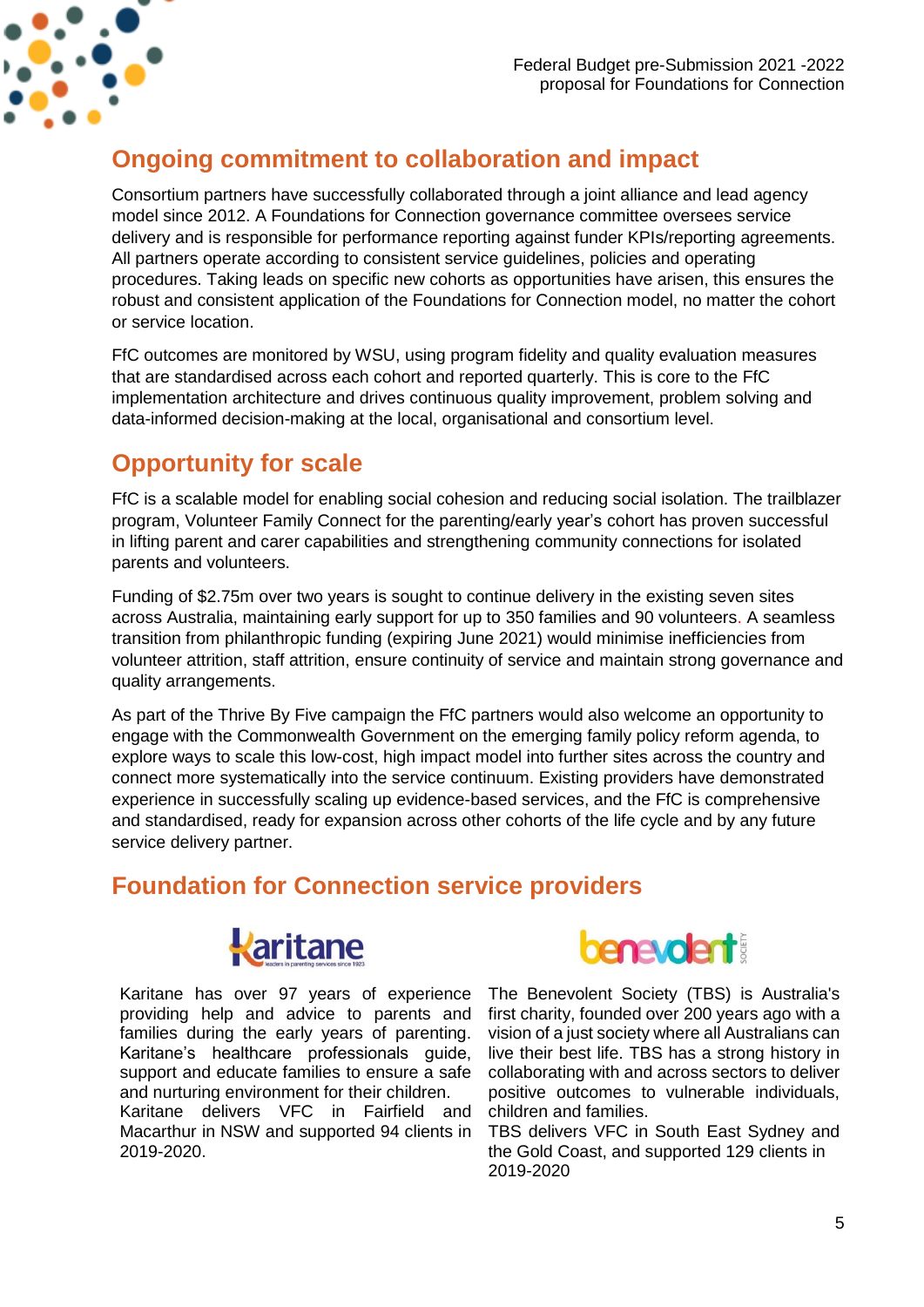## Ongoing commitment to collaboration and impact

Consortium partners have successfully collaborated through a joint alliance and lead agency model since 2012. A Foundations for Connection governance committee oversees service delivery and is responsible for performance reporting against funder KPIs/reporting agreements. All partners operate according to consistent service guidelines, policies and operating procedures. Taking leads on specific new cohorts as opportunities have arisen, this ensures the robust and consistent application of the Foundations for Connection model, no matter the cohort or service location.

FfC outcomes are monitored by WSU, using program fidelity and quality evaluation measures that are standardised across each cohort and reported quarterly. This is core to the FfC implementation architecture and drives continuous quality improvement, problem solving and data-informed decision-making at the local, organisational and consortium level.

## Opportunity for scale

FfC is a scalable model for enabling social cohesion and reducing social isolation. The trailblazer program, Volunteer Family Connect for the parenting/early year's cohort has proven successful in lifting parent and carer capabilities and strengthening community connections for isolated parents and volunteers.

Funding of $2.75m over two years is sought to continue delivery in the existing seven sites across Australia, maintaining early support for up to 350 families and 90 volunteers. A seamless transition from philanthropic funding (expiring June 2021) would minimise inefficiencies from volunteer attrition, staff attrition, ensure continuity of service and maintain strong governance and quality arrangements.

As part of the Thrive By Five campaign the FfC partners would also welcome an opportunity to engage with the Commonwealth Government on the emerging family policy reform agenda, to explore ways to scale this low-cost, high impact model into further sites across the country and connect more systematically into the service continuum. Existing providers have demonstrated experience in successfully scaling up evidence-based services, and the FfC is comprehensive and standardised, ready for expansion across other cohorts of the life cycle and by any future service delivery partner.

## Foundation for Connection service providers

**Karitane**

Karitane has over 97 years of experience providing help and advice to parents and families during the early years of parenting. Karitane's healthcare professionals guide, support and educate families to ensure a safe and nurturing environment for their children.
Karitane delivers VFC in Fairfield and Macarthur in NSW and supported 94 clients in 2019-2020.

**benevolent society**

The Benevolent Society (TBS) is Australia's first charity, founded over 200 years ago with a vision of a just society where all Australians can live their best life. TBS has a strong history in collaborating with and across sectors to deliver positive outcomes to vulnerable individuals, children and families.
TBS delivers VFC in South East Sydney and the Gold Coast, and supported 129 clients in 2019-2020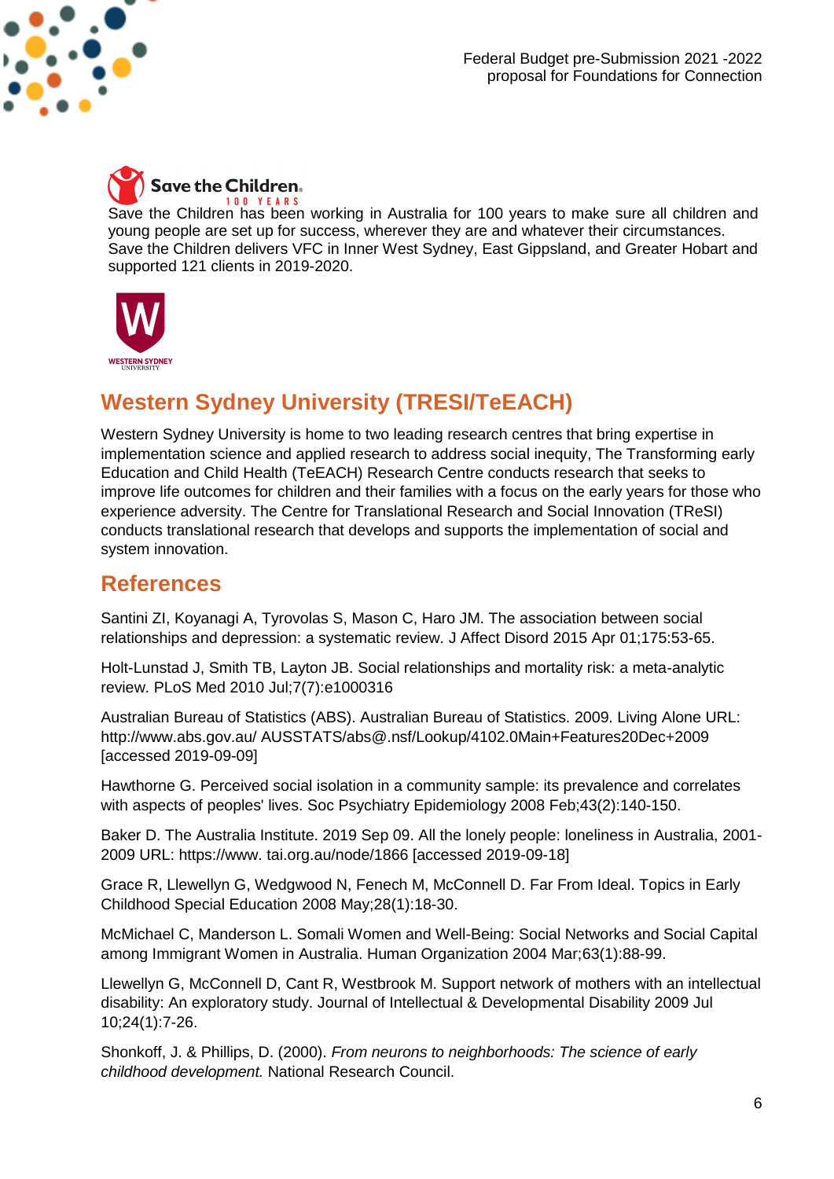Save the Children has been working in Australia for 100 years to make sure all children and young people are set up for success, wherever they are and whatever their circumstances. Save the Children delivers VFC in Inner West Sydney, East Gippsland, and Greater Hobart and supported 121 clients in 2019-2020.

## Western Sydney University (TRESI/TeEACH)

Western Sydney University is home to two leading research centres that bring expertise in implementation science and applied research to address social inequity, The Transforming early Education and Child Health (TeEACH) Research Centre conducts research that seeks to improve life outcomes for children and their families with a focus on the early years for those who experience adversity. The Centre for Translational Research and Social Innovation (TReSI) conducts translational research that develops and supports the implementation of social and system innovation.

## References

Santini ZI, Koyanagi A, Tyrovolas S, Mason C, Haro JM. The association between social relationships and depression: a systematic review. J Affect Disord 2015 Apr 01;175:53-65.

Holt-Lunstad J, Smith TB, Layton JB. Social relationships and mortality risk: a meta-analytic review. PLoS Med 2010 Jul;7(7):e1000316

Australian Bureau of Statistics (ABS). Australian Bureau of Statistics. 2009. Living Alone URL: http://www.abs.gov.au/ AUSSTATS/abs@.nsf/Lookup/4102.0Main+Features20Dec+2009 [accessed 2019-09-09]

Hawthorne G. Perceived social isolation in a community sample: its prevalence and correlates with aspects of peoples' lives. Soc Psychiatry Epidemiology 2008 Feb;43(2):140-150.

Baker D. The Australia Institute. 2019 Sep 09. All the lonely people: loneliness in Australia, 2001-2009 URL: https://www. tai.org.au/node/1866 [accessed 2019-09-18]

Grace R, Llewellyn G, Wedgwood N, Fenech M, McConnell D. Far From Ideal. Topics in Early Childhood Special Education 2008 May;28(1):18-30.

McMichael C, Manderson L. Somali Women and Well-Being: Social Networks and Social Capital among Immigrant Women in Australia. Human Organization 2004 Mar;63(1):88-99.

Llewellyn G, McConnell D, Cant R, Westbrook M. Support network of mothers with an intellectual disability: An exploratory study. Journal of Intellectual & Developmental Disability 2009 Jul 10;24(1):7-26.

Shonkoff, J. & Phillips, D. (2000). *From neurons to neighborhoods: The science of early childhood development.* National Research Council.